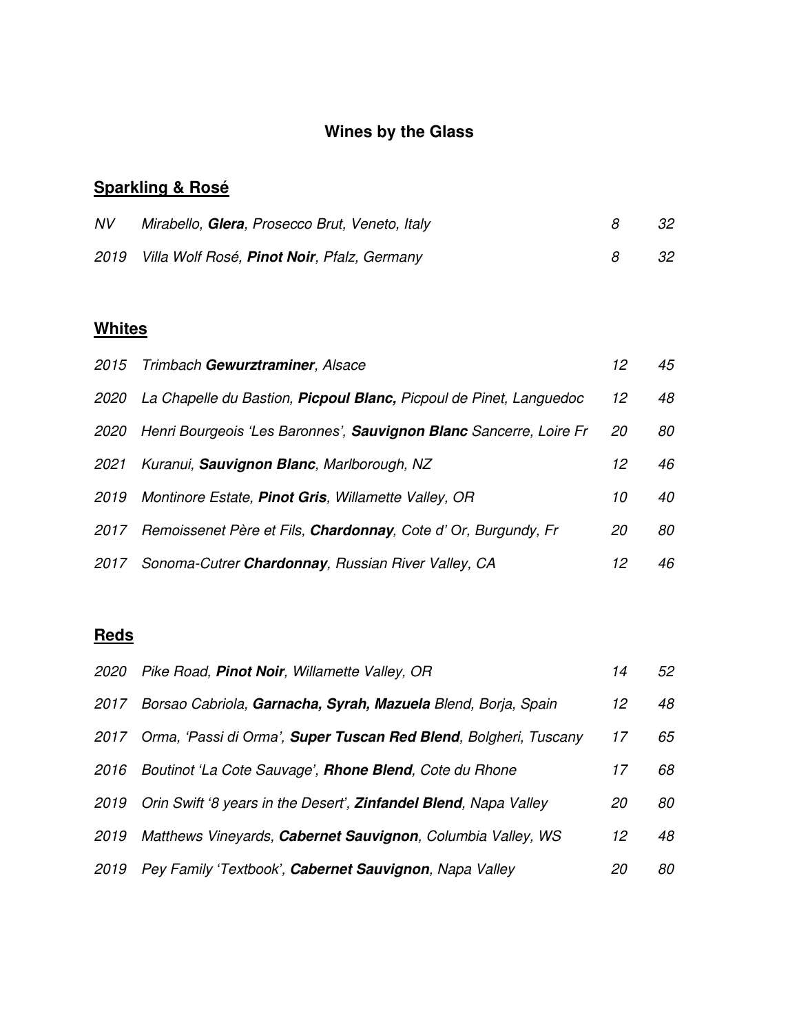# Wines by the Glass

## Sparkling & Rosé

| | | | |
|---|---|---|---|
| *NV* | *Mirabello, **Glera**, Prosecco Brut, Veneto, Italy* | *8* | *32* |
| *2019* | *Villa Wolf Rosé, **Pinot Noir**, Pfalz, Germany* | *8* | *32* |

## Whites

| | | | |
|---|---|---|---|
| *2015* | *Trimbach **Gewurztraminer**, Alsace* | *12* | *45* |
| *2020* | *La Chapelle du Bastion, **Picpoul Blanc,** Picpoul de Pinet, Languedoc* | *12* | *48* |
| *2020* | *Henri Bourgeois 'Les Baronnes', **Sauvignon Blanc** Sancerre, Loire Fr* | *20* | *80* |
| *2021* | *Kuranui, **Sauvignon Blanc**, Marlborough, NZ* | *12* | *46* |
| *2019* | *Montinore Estate, **Pinot Gris**, Willamette Valley, OR* | *10* | *40* |
| *2017* | *Remoissenet Père et Fils, **Chardonnay**, Cote d' Or, Burgundy, Fr* | *20* | *80* |
| *2017* | *Sonoma-Cutrer **Chardonnay**, Russian River Valley, CA* | *12* | *46* |

## Reds

| | | | |
|---|---|---|---|
| *2020* | *Pike Road, **Pinot Noir**, Willamette Valley, OR* | *14* | *52* |
| *2017* | *Borsao Cabriola, **Garnacha, Syrah, Mazuela** Blend, Borja, Spain* | *12* | *48* |
| *2017* | *Orma, 'Passi di Orma', **Super Tuscan Red Blend**, Bolgheri, Tuscany* | *17* | *65* |
| *2016* | *Boutinot 'La Cote Sauvage', **Rhone Blend**, Cote du Rhone* | *17* | *68* |
| *2019* | *Orin Swift '8 years in the Desert', **Zinfandel Blend**, Napa Valley* | *20* | *80* |
| *2019* | *Matthews Vineyards, **Cabernet Sauvignon**, Columbia Valley, WS* | *12* | *48* |
| *2019* | *Pey Family 'Textbook', **Cabernet Sauvignon**, Napa Valley* | *20* | *80* |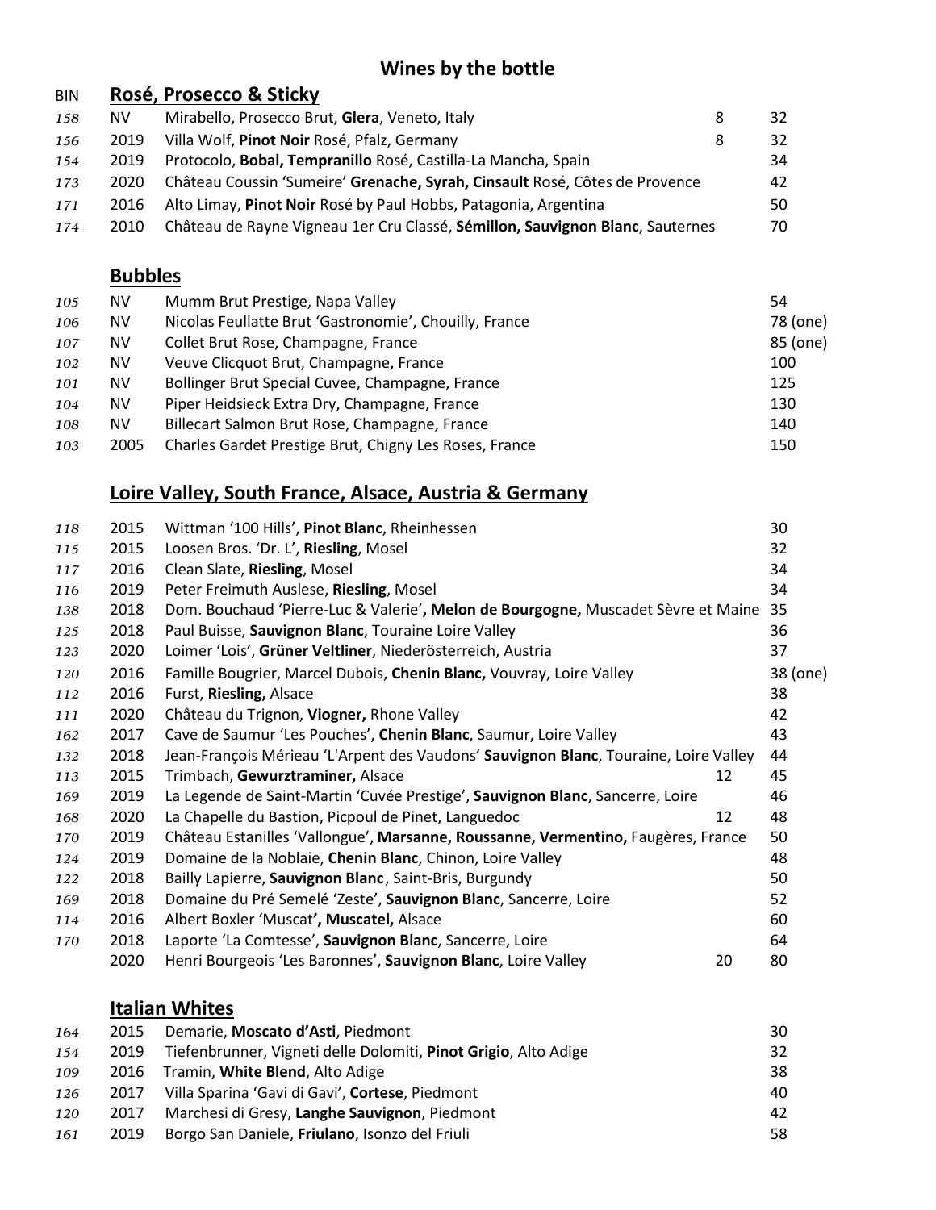# Wines by the bottle

## Rosé, Prosecco & Sticky

| BIN | Vintage | Wine | Glass | Bottle |
|---|---|---|---|---|
| 158 | NV | Mirabello, Prosecco Brut, **Glera**, Veneto, Italy | 8 | 32 |
| 156 | 2019 | Villa Wolf, **Pinot Noir** Rosé, Pfalz, Germany | 8 | 32 |
| 154 | 2019 | Protocolo, **Bobal, Tempranillo** Rosé, Castilla-La Mancha, Spain | | 34 |
| 173 | 2020 | Château Coussin 'Sumeire' **Grenache, Syrah, Cinsault** Rosé, Côtes de Provence | | 42 |
| 171 | 2016 | Alto Limay, **Pinot Noir** Rosé by Paul Hobbs, Patagonia, Argentina | | 50 |
| 174 | 2010 | Château de Rayne Vigneau 1er Cru Classé, **Sémillon, Sauvignon Blanc**, Sauternes | | 70 |

## Bubbles

| BIN | Vintage | Wine | Glass | Bottle |
|---|---|---|---|---|
| 105 | NV | Mumm Brut Prestige, Napa Valley | | 54 |
| 106 | NV | Nicolas Feullatte Brut 'Gastronomie', Chouilly, France | | 78 (one) |
| 107 | NV | Collet Brut Rose, Champagne, France | | 85 (one) |
| 102 | NV | Veuve Clicquot Brut, Champagne, France | | 100 |
| 101 | NV | Bollinger Brut Special Cuvee, Champagne, France | | 125 |
| 104 | NV | Piper Heidsieck Extra Dry, Champagne, France | | 130 |
| 108 | NV | Billecart Salmon Brut Rose, Champagne, France | | 140 |
| 103 | 2005 | Charles Gardet Prestige Brut, Chigny Les Roses, France | | 150 |

## Loire Valley, South France, Alsace, Austria & Germany

| BIN | Vintage | Wine | Glass | Bottle |
|---|---|---|---|---|
| 118 | 2015 | Wittman '100 Hills', **Pinot Blanc**, Rheinhessen | | 30 |
| 115 | 2015 | Loosen Bros. 'Dr. L', **Riesling**, Mosel | | 32 |
| 117 | 2016 | Clean Slate, **Riesling**, Mosel | | 34 |
| 116 | 2019 | Peter Freimuth Auslese, **Riesling**, Mosel | | 34 |
| 138 | 2018 | Dom. Bouchaud 'Pierre-Luc & Valerie'**, Melon de Bourgogne,** Muscadet Sèvre et Maine | | 35 |
| 125 | 2018 | Paul Buisse, **Sauvignon Blanc**, Touraine Loire Valley | | 36 |
| 123 | 2020 | Loimer 'Lois', **Grüner Veltliner**, Niederösterreich, Austria | | 37 |
| 120 | 2016 | Famille Bougrier, Marcel Dubois, **Chenin Blanc,** Vouvray, Loire Valley | | 38 (one) |
| 112 | 2016 | Furst, **Riesling,** Alsace | | 38 |
| 111 | 2020 | Château du Trignon, **Viogner,** Rhone Valley | | 42 |
| 162 | 2017 | Cave de Saumur 'Les Pouches', **Chenin Blanc**, Saumur, Loire Valley | | 43 |
| 132 | 2018 | Jean-François Mérieau 'L'Arpent des Vaudons' **Sauvignon Blanc**, Touraine, Loire Valley | | 44 |
| 113 | 2015 | Trimbach, **Gewurztraminer,** Alsace | 12 | 45 |
| 169 | 2019 | La Legende de Saint-Martin 'Cuvée Prestige', **Sauvignon Blanc**, Sancerre, Loire | | 46 |
| 168 | 2020 | La Chapelle du Bastion, Picpoul de Pinet, Languedoc | 12 | 48 |
| 170 | 2019 | Château Estanilles 'Vallongue', **Marsanne, Roussanne, Vermentino,** Faugères, France | | 50 |
| 124 | 2019 | Domaine de la Noblaie, **Chenin Blanc**, Chinon, Loire Valley | | 48 |
| 122 | 2018 | Bailly Lapierre, **Sauvignon Blanc**, Saint-Bris, Burgundy | | 50 |
| 169 | 2018 | Domaine du Pré Semelé 'Zeste', **Sauvignon Blanc**, Sancerre, Loire | | 52 |
| 114 | 2016 | Albert Boxler 'Muscat**', Muscatel,** Alsace | | 60 |
| 170 | 2018 | Laporte 'La Comtesse', **Sauvignon Blanc**, Sancerre, Loire | | 64 |
| | 2020 | Henri Bourgeois 'Les Baronnes', **Sauvignon Blanc**, Loire Valley | 20 | 80 |

## Italian Whites

| BIN | Vintage | Wine | Glass | Bottle |
|---|---|---|---|---|
| 164 | 2015 | Demarie, **Moscato d'Asti**, Piedmont | | 30 |
| 154 | 2019 | Tiefenbrunner, Vigneti delle Dolomiti, **Pinot Grigio**, Alto Adige | | 32 |
| 109 | 2016 | Tramin, **White Blend**, Alto Adige | | 38 |
| 126 | 2017 | Villa Sparina 'Gavi di Gavi', **Cortese**, Piedmont | | 40 |
| 120 | 2017 | Marchesi di Gresy, **Langhe Sauvignon**, Piedmont | | 42 |
| 161 | 2019 | Borgo San Daniele, **Friulano**, Isonzo del Friuli | | 58 |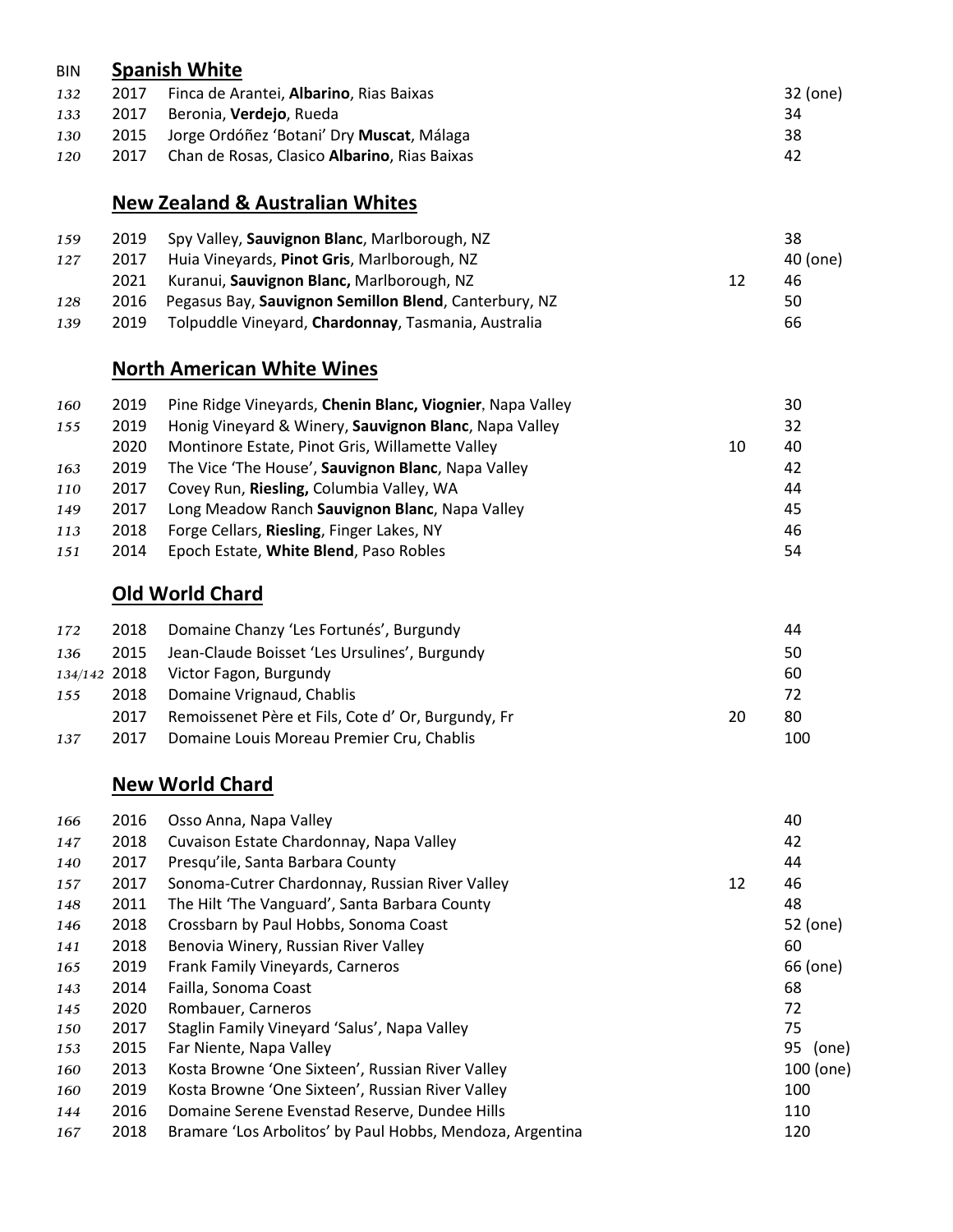| BIN | | **Spanish White** | | |
|---|---|---|---|---|
| *132* | 2017 | Finca de Arantei, **Albarino**, Rias Baixas | | 32 (one) |
| *133* | 2017 | Beronia, **Verdejo**, Rueda | | 34 |
| *130* | 2015 | Jorge Ordóñez 'Botani' Dry **Muscat**, Málaga | | 38 |
| *120* | 2017 | Chan de Rosas, Clasico **Albarino**, Rias Baixas | | 42 |

## New Zealand & Australian Whites

| | | | | |
|---|---|---|---|---|
| *159* | 2019 | Spy Valley, **Sauvignon Blanc**, Marlborough, NZ | | 38 |
| *127* | 2017 | Huia Vineyards, **Pinot Gris**, Marlborough, NZ | | 40 (one) |
| | 2021 | Kuranui, **Sauvignon Blanc,** Marlborough, NZ | 12 | 46 |
| *128* | 2016 | Pegasus Bay, **Sauvignon Semillon Blend**, Canterbury, NZ | | 50 |
| *139* | 2019 | Tolpuddle Vineyard, **Chardonnay**, Tasmania, Australia | | 66 |

## North American White Wines

| | | | | |
|---|---|---|---|---|
| *160* | 2019 | Pine Ridge Vineyards, **Chenin Blanc, Viognier**, Napa Valley | | 30 |
| *155* | 2019 | Honig Vineyard & Winery, **Sauvignon Blanc**, Napa Valley | | 32 |
| | 2020 | Montinore Estate, Pinot Gris, Willamette Valley | 10 | 40 |
| *163* | 2019 | The Vice 'The House', **Sauvignon Blanc**, Napa Valley | | 42 |
| *110* | 2017 | Covey Run, **Riesling,** Columbia Valley, WA | | 44 |
| *149* | 2017 | Long Meadow Ranch **Sauvignon Blanc**, Napa Valley | | 45 |
| *113* | 2018 | Forge Cellars, **Riesling**, Finger Lakes, NY | | 46 |
| *151* | 2014 | Epoch Estate, **White Blend**, Paso Robles | | 54 |

## Old World Chard

| | | | | |
|---|---|---|---|---|
| *172* | 2018 | Domaine Chanzy 'Les Fortunés', Burgundy | | 44 |
| *136* | 2015 | Jean-Claude Boisset 'Les Ursulines', Burgundy | | 50 |
| *134/142* | 2018 | Victor Fagon, Burgundy | | 60 |
| *155* | 2018 | Domaine Vrignaud, Chablis | | 72 |
| | 2017 | Remoissenet Père et Fils, Cote d' Or, Burgundy, Fr | 20 | 80 |
| *137* | 2017 | Domaine Louis Moreau Premier Cru, Chablis | | 100 |

## New World Chard

| | | | | |
|---|---|---|---|---|
| *166* | 2016 | Osso Anna, Napa Valley | | 40 |
| *147* | 2018 | Cuvaison Estate Chardonnay, Napa Valley | | 42 |
| *140* | 2017 | Presqu'ile, Santa Barbara County | | 44 |
| *157* | 2017 | Sonoma-Cutrer Chardonnay, Russian River Valley | 12 | 46 |
| *148* | 2011 | The Hilt 'The Vanguard', Santa Barbara County | | 48 |
| *146* | 2018 | Crossbarn by Paul Hobbs, Sonoma Coast | | 52 (one) |
| *141* | 2018 | Benovia Winery, Russian River Valley | | 60 |
| *165* | 2019 | Frank Family Vineyards, Carneros | | 66 (one) |
| *143* | 2014 | Failla, Sonoma Coast | | 68 |
| *145* | 2020 | Rombauer, Carneros | | 72 |
| *150* | 2017 | Staglin Family Vineyard 'Salus', Napa Valley | | 75 |
| *153* | 2015 | Far Niente, Napa Valley | | 95 (one) |
| *160* | 2013 | Kosta Browne 'One Sixteen', Russian River Valley | | 100 (one) |
| *160* | 2019 | Kosta Browne 'One Sixteen', Russian River Valley | | 100 |
| *144* | 2016 | Domaine Serene Evenstad Reserve, Dundee Hills | | 110 |
| *167* | 2018 | Bramare 'Los Arbolitos' by Paul Hobbs, Mendoza, Argentina | | 120 |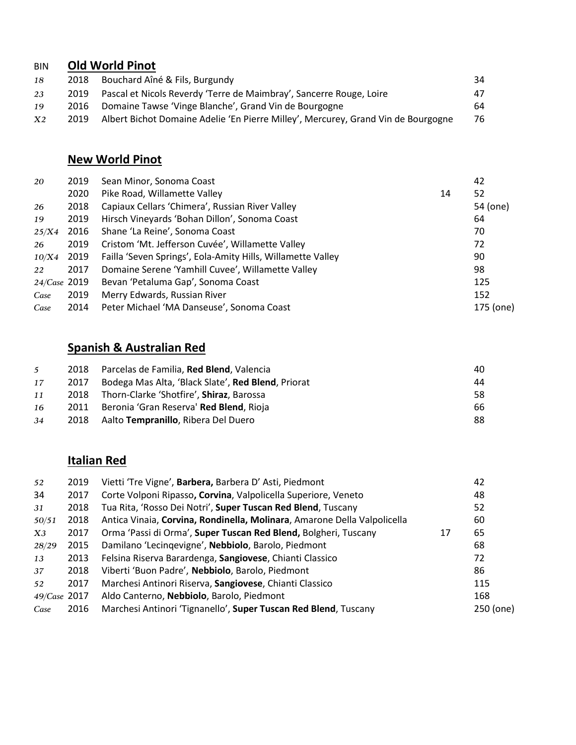## Old World Pinot

| BIN | Vintage | Wine | | Price |
|---|---|---|---|---|
| *18* | 2018 | Bouchard Aîné & Fils, Burgundy | | 34 |
| *23* | 2019 | Pascal et Nicols Reverdy 'Terre de Maimbray', Sancerre Rouge, Loire | | 47 |
| *19* | 2016 | Domaine Tawse 'Vinge Blanche', Grand Vin de Bourgogne | | 64 |
| *X2* | 2019 | Albert Bichot Domaine Adelie 'En Pierre Milley', Mercurey, Grand Vin de Bourgogne | | 76 |

## New World Pinot

| BIN | Vintage | Wine | | Price |
|---|---|---|---|---|
| *20* | 2019 | Sean Minor, Sonoma Coast | | 42 |
| | 2020 | Pike Road, Willamette Valley | 14 | 52 |
| *26* | 2018 | Capiaux Cellars 'Chimera', Russian River Valley | | 54 (one) |
| *19* | 2019 | Hirsch Vineyards 'Bohan Dillon', Sonoma Coast | | 64 |
| *25/X4* | 2016 | Shane 'La Reine', Sonoma Coast | | 70 |
| *26* | 2019 | Cristom 'Mt. Jefferson Cuvée', Willamette Valley | | 72 |
| *10/X4* | 2019 | Faiila 'Seven Springs', Eola-Amity Hills, Willamette Valley | | 90 |
| *22* | 2017 | Domaine Serene 'Yamhill Cuvee', Willamette Valley | | 98 |
| *24/Case* | 2019 | Bevan 'Petaluma Gap', Sonoma Coast | | 125 |
| *Case* | 2019 | Merry Edwards, Russian River | | 152 |
| *Case* | 2014 | Peter Michael 'MA Danseuse', Sonoma Coast | | 175 (one) |

## Spanish & Australian Red

| BIN | Vintage | Wine | | Price |
|---|---|---|---|---|
| *5* | 2018 | Parcelas de Familia, **Red Blend**, Valencia | | 40 |
| *17* | 2017 | Bodega Mas Alta, 'Black Slate', **Red Blend**, Priorat | | 44 |
| *11* | 2018 | Thorn-Clarke 'Shotfire', **Shiraz**, Barossa | | 58 |
| *16* | 2011 | Beronia 'Gran Reserva' **Red Blend**, Rioja | | 66 |
| *34* | 2018 | Aalto **Tempranillo**, Ribera Del Duero | | 88 |

## Italian Red

| BIN | Vintage | Wine | | Price |
|---|---|---|---|---|
| *52* | 2019 | Vietti 'Tre Vigne', **Barbera,** Barbera D' Asti, Piedmont | | 42 |
| 34 | 2017 | Corte Volponi Ripasso**, Corvina**, Valpolicella Superiore, Veneto | | 48 |
| *31* | 2018 | Tua Rita, 'Rosso Dei Notri', **Super Tuscan Red Blend**, Tuscany | | 52 |
| *50/51* | 2018 | Antica Vinaia, **Corvina, Rondinella, Molinara**, Amarone Della Valpolicella | | 60 |
| *X3* | 2017 | Orma 'Passi di Orma', **Super Tuscan Red Blend,** Bolgheri, Tuscany | 17 | 65 |
| *28/29* | 2015 | Damilano 'Lecinqevigne', **Nebbiolo**, Barolo, Piedmont | | 68 |
| *13* | 2013 | Felsina Riserva Barardenga, **Sangiovese**, Chianti Classico | | 72 |
| *37* | 2018 | Viberti 'Buon Padre', **Nebbiolo**, Barolo, Piedmont | | 86 |
| *52* | 2017 | Marchesi Antinori Riserva, **Sangiovese**, Chianti Classico | | 115 |
| *49/Case* | 2017 | Aldo Canterno, **Nebbiolo**, Barolo, Piedmont | | 168 |
| *Case* | 2016 | Marchesi Antinori 'Tignanello', **Super Tuscan Red Blend**, Tuscany | | 250 (one) |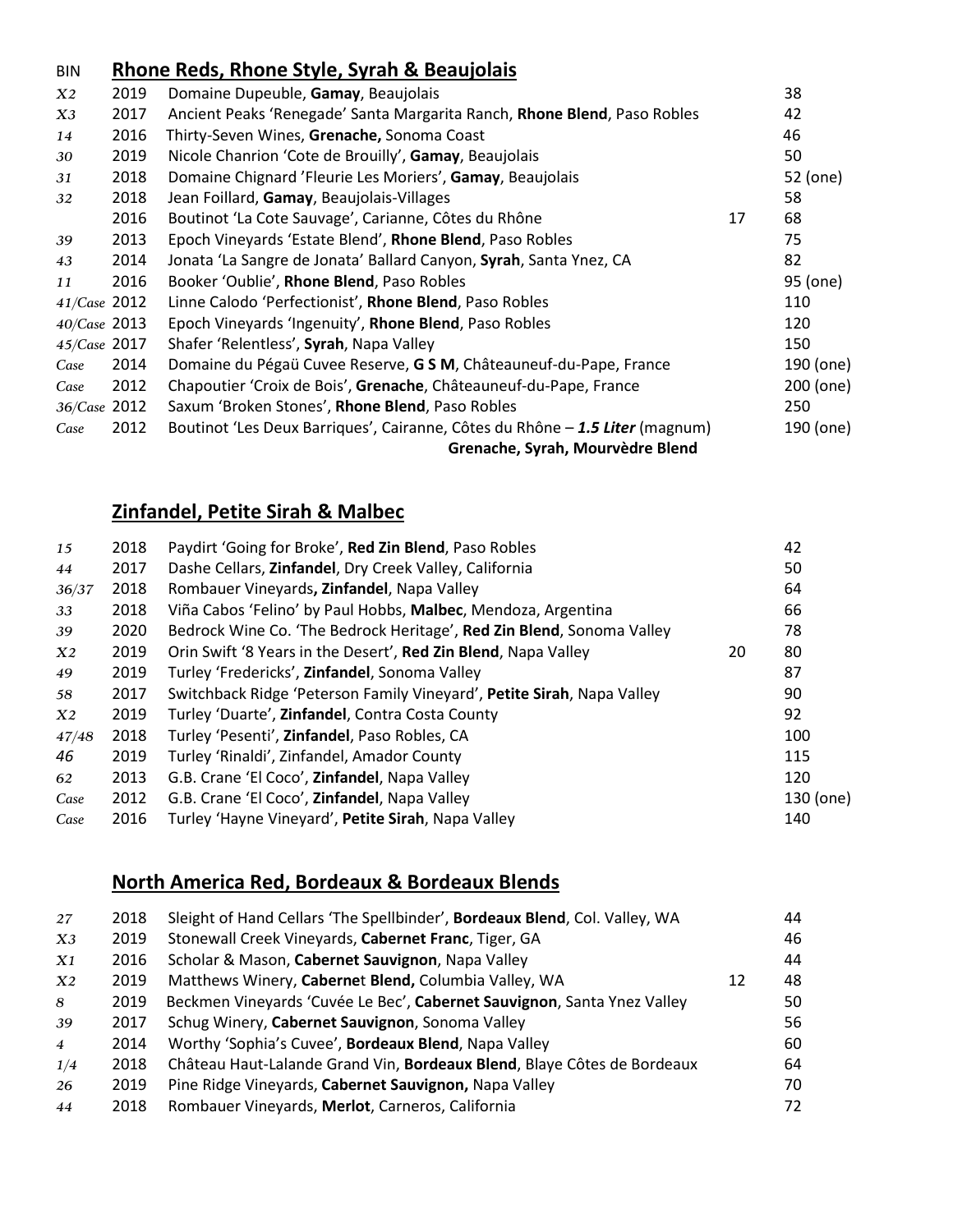## Rhone Reds, Rhone Style, Syrah & Beaujolais

| BIN | | | | |
|---|---|---|---|---|
| *X2* | 2019 | Domaine Dupeuble, **Gamay**, Beaujolais | | 38 |
| *X3* | 2017 | Ancient Peaks 'Renegade' Santa Margarita Ranch, **Rhone Blend**, Paso Robles | | 42 |
| *14* | 2016 | Thirty-Seven Wines, **Grenache,** Sonoma Coast | | 46 |
| *30* | 2019 | Nicole Chanrion 'Cote de Brouilly', **Gamay**, Beaujolais | | 50 |
| *31* | 2018 | Domaine Chignard 'Fleurie Les Moriers', **Gamay**, Beaujolais | | 52 (one) |
| *32* | 2018 | Jean Foillard, **Gamay**, Beaujolais-Villages | | 58 |
| | 2016 | Boutinot 'La Cote Sauvage', Carianne, Côtes du Rhône | 17 | 68 |
| *39* | 2013 | Epoch Vineyards 'Estate Blend', **Rhone Blend**, Paso Robles | | 75 |
| *43* | 2014 | Jonata 'La Sangre de Jonata' Ballard Canyon, **Syrah**, Santa Ynez, CA | | 82 |
| *11* | 2016 | Booker 'Oublie', **Rhone Blend**, Paso Robles | | 95 (one) |
| *41/Case* | 2012 | Linne Calodo 'Perfectionist', **Rhone Blend**, Paso Robles | | 110 |
| *40/Case* | 2013 | Epoch Vineyards 'Ingenuity', **Rhone Blend**, Paso Robles | | 120 |
| *45/Case* | 2017 | Shafer 'Relentless', **Syrah**, Napa Valley | | 150 |
| *Case* | 2014 | Domaine du Pégaü Cuvee Reserve, **G S M**, Châteauneuf-du-Pape, France | | 190 (one) |
| *Case* | 2012 | Chapoutier 'Croix de Bois', **Grenache**, Châteauneuf-du-Pape, France | | 200 (one) |
| *36/Case* | 2012 | Saxum 'Broken Stones', **Rhone Blend**, Paso Robles | | 250 |
| *Case* | 2012 | Boutinot 'Les Deux Barriques', Cairanne, Côtes du Rhône – ***1.5 Liter*** (magnum) **Grenache, Syrah, Mourvèdre Blend** | | 190 (one) |

## Zinfandel, Petite Sirah & Malbec

| | | | | |
|---|---|---|---|---|
| *15* | 2018 | Paydirt 'Going for Broke', **Red Zin Blend**, Paso Robles | | 42 |
| *44* | 2017 | Dashe Cellars, **Zinfandel**, Dry Creek Valley, California | | 50 |
| *36/37* | 2018 | Rombauer Vineyards**, Zinfandel**, Napa Valley | | 64 |
| *33* | 2018 | Viña Cabos 'Felino' by Paul Hobbs, **Malbec**, Mendoza, Argentina | | 66 |
| *39* | 2020 | Bedrock Wine Co. 'The Bedrock Heritage', **Red Zin Blend**, Sonoma Valley | | 78 |
| *X2* | 2019 | Orin Swift '8 Years in the Desert', **Red Zin Blend**, Napa Valley | 20 | 80 |
| *49* | 2019 | Turley 'Fredericks', **Zinfandel**, Sonoma Valley | | 87 |
| *58* | 2017 | Switchback Ridge 'Peterson Family Vineyard', **Petite Sirah**, Napa Valley | | 90 |
| *X2* | 2019 | Turley 'Duarte', **Zinfandel**, Contra Costa County | | 92 |
| *47/48* | 2018 | Turley 'Pesenti', **Zinfandel**, Paso Robles, CA | | 100 |
| *46* | 2019 | Turley 'Rinaldi', Zinfandel, Amador County | | 115 |
| *62* | 2013 | G.B. Crane 'El Coco', **Zinfandel**, Napa Valley | | 120 |
| *Case* | 2012 | G.B. Crane 'El Coco', **Zinfandel**, Napa Valley | | 130 (one) |
| *Case* | 2016 | Turley 'Hayne Vineyard', **Petite Sirah**, Napa Valley | | 140 |

## North America Red, Bordeaux & Bordeaux Blends

| | | | | |
|---|---|---|---|---|
| *27* | 2018 | Sleight of Hand Cellars 'The Spellbinder', **Bordeaux Blend**, Col. Valley, WA | | 44 |
| *X3* | 2019 | Stonewall Creek Vineyards, **Cabernet Franc**, Tiger, GA | | 46 |
| *X1* | 2016 | Scholar & Mason, **Cabernet Sauvignon**, Napa Valley | | 44 |
| *X2* | 2019 | Matthews Winery, **Cabernet Blend,** Columbia Valley, WA | 12 | 48 |
| *8* | 2019 | Beckmen Vineyards 'Cuvée Le Bec', **Cabernet Sauvignon**, Santa Ynez Valley | | 50 |
| *39* | 2017 | Schug Winery, **Cabernet Sauvignon**, Sonoma Valley | | 56 |
| *4* | 2014 | Worthy 'Sophia's Cuvee', **Bordeaux Blend**, Napa Valley | | 60 |
| *1/4* | 2018 | Château Haut-Lalande Grand Vin, **Bordeaux Blend**, Blaye Côtes de Bordeaux | | 64 |
| *26* | 2019 | Pine Ridge Vineyards, **Cabernet Sauvignon,** Napa Valley | | 70 |
| *44* | 2018 | Rombauer Vineyards, **Merlot**, Carneros, California | | 72 |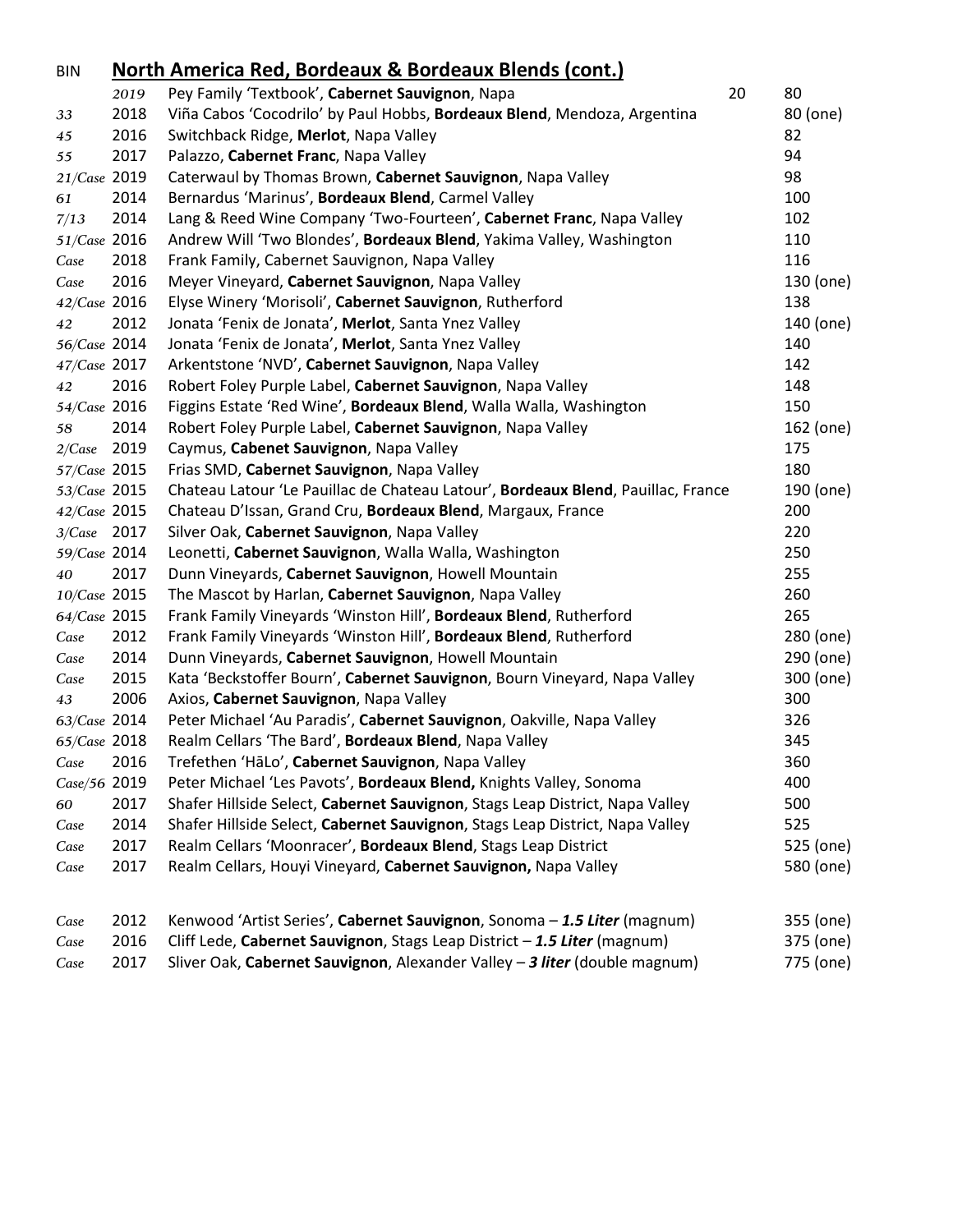| BIN | North America Red, Bordeaux & Bordeaux Blends (cont.) | | | |
|---|---|---|---|---|
| | *2019* | Pey Family 'Textbook', **Cabernet Sauvignon**, Napa | 20 | 80 |
| *33* | 2018 | Viña Cabos 'Cocodrilo' by Paul Hobbs, **Bordeaux Blend**, Mendoza, Argentina | | 80 (one) |
| *45* | 2016 | Switchback Ridge, **Merlot**, Napa Valley | | 82 |
| *55* | 2017 | Palazzo, **Cabernet Franc**, Napa Valley | | 94 |
| *21/Case* | 2019 | Caterwaul by Thomas Brown, **Cabernet Sauvignon**, Napa Valley | | 98 |
| *61* | 2014 | Bernardus 'Marinus', **Bordeaux Blend**, Carmel Valley | | 100 |
| *7/13* | 2014 | Lang & Reed Wine Company 'Two-Fourteen', **Cabernet Franc**, Napa Valley | | 102 |
| *51/Case* | 2016 | Andrew Will 'Two Blondes', **Bordeaux Blend**, Yakima Valley, Washington | | 110 |
| *Case* | 2018 | Frank Family, Cabernet Sauvignon, Napa Valley | | 116 |
| *Case* | 2016 | Meyer Vineyard, **Cabernet Sauvignon**, Napa Valley | | 130 (one) |
| *42/Case* | 2016 | Elyse Winery 'Morisoli', **Cabernet Sauvignon**, Rutherford | | 138 |
| *42* | 2012 | Jonata 'Fenix de Jonata', **Merlot**, Santa Ynez Valley | | 140 (one) |
| *56/Case* | 2014 | Jonata 'Fenix de Jonata', **Merlot**, Santa Ynez Valley | | 140 |
| *47/Case* | 2017 | Arkentstone 'NVD', **Cabernet Sauvignon**, Napa Valley | | 142 |
| *42* | 2016 | Robert Foley Purple Label, **Cabernet Sauvignon**, Napa Valley | | 148 |
| *54/Case* | 2016 | Figgins Estate 'Red Wine', **Bordeaux Blend**, Walla Walla, Washington | | 150 |
| *58* | 2014 | Robert Foley Purple Label, **Cabernet Sauvignon**, Napa Valley | | 162 (one) |
| *2/Case* | 2019 | Caymus, **Cabenet Sauvignon**, Napa Valley | | 175 |
| *57/Case* | 2015 | Frias SMD, **Cabernet Sauvignon**, Napa Valley | | 180 |
| *53/Case* | 2015 | Chateau Latour 'Le Pauillac de Chateau Latour', **Bordeaux Blend**, Pauillac, France | | 190 (one) |
| *42/Case* | 2015 | Chateau D'Issan, Grand Cru, **Bordeaux Blend**, Margaux, France | | 200 |
| *3/Case* | 2017 | Silver Oak, **Cabernet Sauvignon**, Napa Valley | | 220 |
| *59/Case* | 2014 | Leonetti, **Cabernet Sauvignon**, Walla Walla, Washington | | 250 |
| *40* | 2017 | Dunn Vineyards, **Cabernet Sauvignon**, Howell Mountain | | 255 |
| *10/Case* | 2015 | The Mascot by Harlan, **Cabernet Sauvignon**, Napa Valley | | 260 |
| *64/Case* | 2015 | Frank Family Vineyards 'Winston Hill', **Bordeaux Blend**, Rutherford | | 265 |
| *Case* | 2012 | Frank Family Vineyards 'Winston Hill', **Bordeaux Blend**, Rutherford | | 280 (one) |
| *Case* | 2014 | Dunn Vineyards, **Cabernet Sauvignon**, Howell Mountain | | 290 (one) |
| *Case* | 2015 | Kata 'Beckstoffer Bourn', **Cabernet Sauvignon**, Bourn Vineyard, Napa Valley | | 300 (one) |
| *43* | 2006 | Axios, **Cabernet Sauvignon**, Napa Valley | | 300 |
| *63/Case* | 2014 | Peter Michael 'Au Paradis', **Cabernet Sauvignon**, Oakville, Napa Valley | | 326 |
| *65/Case* | 2018 | Realm Cellars 'The Bard', **Bordeaux Blend**, Napa Valley | | 345 |
| *Case* | 2016 | Trefethen 'HāLo', **Cabernet Sauvignon**, Napa Valley | | 360 |
| *Case/56* | 2019 | Peter Michael 'Les Pavots', **Bordeaux Blend,** Knights Valley, Sonoma | | 400 |
| *60* | 2017 | Shafer Hillside Select, **Cabernet Sauvignon**, Stags Leap District, Napa Valley | | 500 |
| *Case* | 2014 | Shafer Hillside Select, **Cabernet Sauvignon**, Stags Leap District, Napa Valley | | 525 |
| *Case* | 2017 | Realm Cellars 'Moonracer', **Bordeaux Blend**, Stags Leap District | | 525 (one) |
| *Case* | 2017 | Realm Cellars, Houyi Vineyard, **Cabernet Sauvignon,** Napa Valley | | 580 (one) |
| | | | | |
| *Case* | 2012 | Kenwood 'Artist Series', **Cabernet Sauvignon**, Sonoma – ***1.5 Liter*** (magnum) | | 355 (one) |
| *Case* | 2016 | Cliff Lede, **Cabernet Sauvignon**, Stags Leap District – ***1.5 Liter*** (magnum) | | 375 (one) |
| *Case* | 2017 | Sliver Oak, **Cabernet Sauvignon**, Alexander Valley – ***3 liter*** (double magnum) | | 775 (one) |